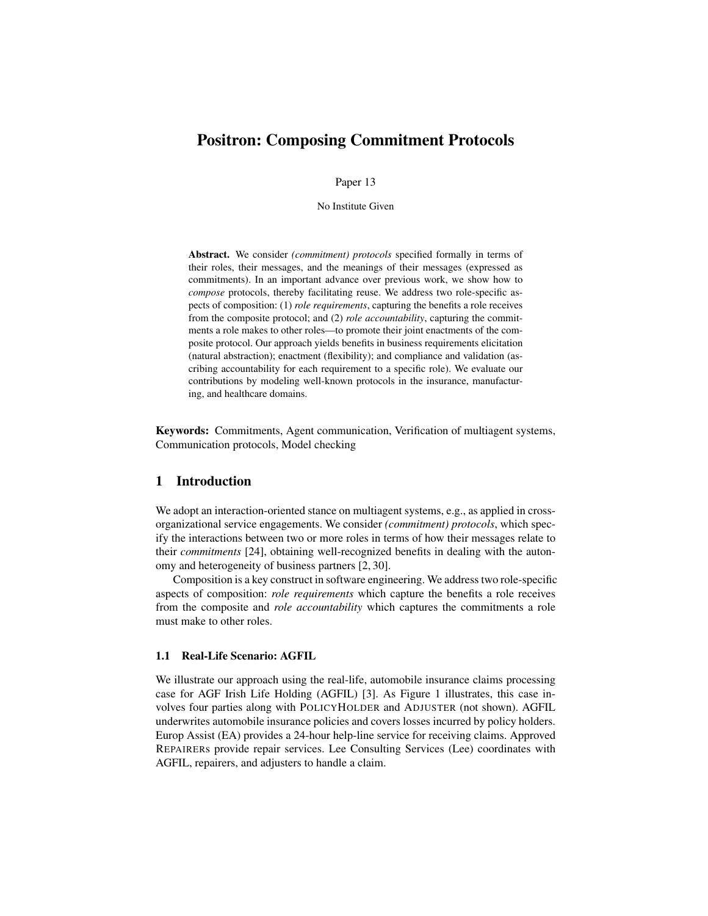# Positron: Composing Commitment Protocols

Paper 13

No Institute Given

**Abstract.** We consider *(commitment) protocols* specified formally in terms of their roles, their messages, and the meanings of their messages (expressed as commitments). In an important advance over previous work, we show how to *compose* protocols, thereby facilitating reuse. We address two role-specific aspects of composition: (1) *role requirements*, capturing the benefits a role receives from the composite protocol; and (2) *role accountability*, capturing the commitments a role makes to other roles—to promote their joint enactments of the composite protocol. Our approach yields benefits in business requirements elicitation (natural abstraction); enactment (flexibility); and compliance and validation (ascribing accountability for each requirement to a specific role). We evaluate our contributions by modeling well-known protocols in the insurance, manufacturing, and healthcare domains.

**Keywords:** Commitments, Agent communication, Verification of multiagent systems, Communication protocols, Model checking

## 1 Introduction

We adopt an interaction-oriented stance on multiagent systems, e.g., as applied in cross-organizational service engagements. We consider *(commitment) protocols*, which specify the interactions between two or more roles in terms of how their messages relate to their *commitments* [24], obtaining well-recognized benefits in dealing with the autonomy and heterogeneity of business partners [2, 30].

Composition is a key construct in software engineering. We address two role-specific aspects of composition: *role requirements* which capture the benefits a role receives from the composite and *role accountability* which captures the commitments a role must make to other roles.

### 1.1 Real-Life Scenario: AGFIL

We illustrate our approach using the real-life, automobile insurance claims processing case for AGF Irish Life Holding (AGFIL) [3]. As Figure 1 illustrates, this case involves four parties along with POLICYHOLDER and ADJUSTER (not shown). AGFIL underwrites automobile insurance policies and covers losses incurred by policy holders. Europ Assist (EA) provides a 24-hour help-line service for receiving claims. Approved REPAIRERs provide repair services. Lee Consulting Services (Lee) coordinates with AGFIL, repairers, and adjusters to handle a claim.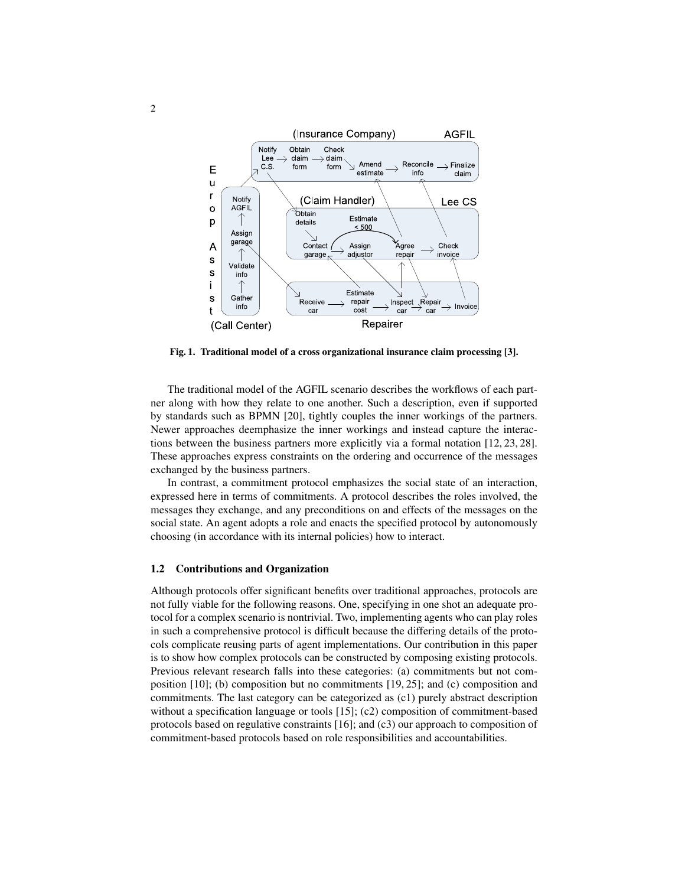Fig. 1. **Traditional model of a cross organizational insurance claim processing [3].**

The traditional model of the AGFIL scenario describes the workflows of each partner along with how they relate to one another. Such a description, even if supported by standards such as BPMN [20], tightly couples the inner workings of the partners. Newer approaches deemphasize the inner workings and instead capture the interactions between the business partners more explicitly via a formal notation [12, 23, 28]. These approaches express constraints on the ordering and occurrence of the messages exchanged by the business partners.

In contrast, a commitment protocol emphasizes the social state of an interaction, expressed here in terms of commitments. A protocol describes the roles involved, the messages they exchange, and any preconditions on and effects of the messages on the social state. An agent adopts a role and enacts the specified protocol by autonomously choosing (in accordance with its internal policies) how to interact.

### 1.2 Contributions and Organization

Although protocols offer significant benefits over traditional approaches, protocols are not fully viable for the following reasons. One, specifying in one shot an adequate protocol for a complex scenario is nontrivial. Two, implementing agents who can play roles in such a comprehensive protocol is difficult because the differing details of the protocols complicate reusing parts of agent implementations. Our contribution in this paper is to show how complex protocols can be constructed by composing existing protocols. Previous relevant research falls into these categories: (a) commitments but not composition [10]; (b) composition but no commitments [19, 25]; and (c) composition and commitments. The last category can be categorized as (c1) purely abstract description without a specification language or tools [15]; (c2) composition of commitment-based protocols based on regulative constraints [16]; and (c3) our approach to composition of commitment-based protocols based on role responsibilities and accountabilities.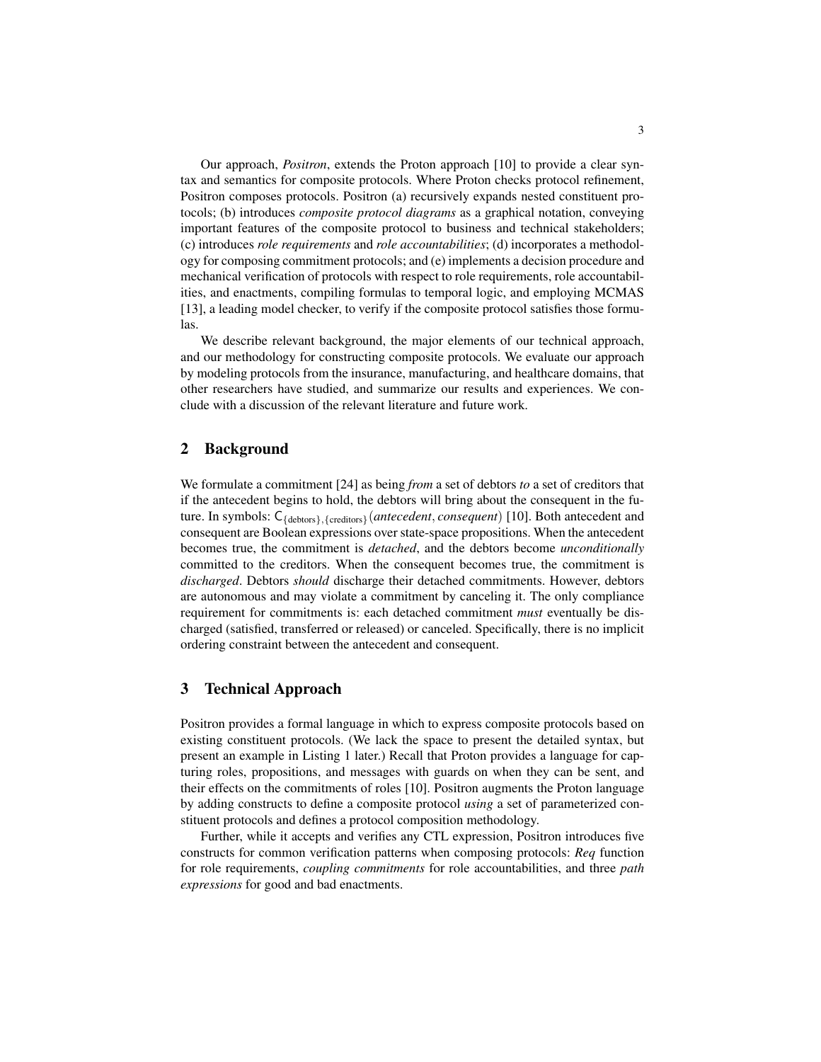Our approach, *Positron*, extends the Proton approach [10] to provide a clear syntax and semantics for composite protocols. Where Proton checks protocol refinement, Positron composes protocols. Positron (a) recursively expands nested constituent protocols; (b) introduces *composite protocol diagrams* as a graphical notation, conveying important features of the composite protocol to business and technical stakeholders; (c) introduces *role requirements* and *role accountabilities*; (d) incorporates a methodology for composing commitment protocols; and (e) implements a decision procedure and mechanical verification of protocols with respect to role requirements, role accountabilities, and enactments, compiling formulas to temporal logic, and employing MCMAS [13], a leading model checker, to verify if the composite protocol satisfies those formulas.

We describe relevant background, the major elements of our technical approach, and our methodology for constructing composite protocols. We evaluate our approach by modeling protocols from the insurance, manufacturing, and healthcare domains, that other researchers have studied, and summarize our results and experiences. We conclude with a discussion of the relevant literature and future work.

## 2 Background

We formulate a commitment [24] as being *from* a set of debtors *to* a set of creditors that if the antecedent begins to hold, the debtors will bring about the consequent in the future. In symbols: $\mathsf{C}_{\{\text{debtors}\},\{\text{creditors}\}}(\textit{antecedent}, \textit{consequent})$ [10]. Both antecedent and consequent are Boolean expressions over state-space propositions. When the antecedent becomes true, the commitment is *detached*, and the debtors become *unconditionally* committed to the creditors. When the consequent becomes true, the commitment is *discharged*. Debtors *should* discharge their detached commitments. However, debtors are autonomous and may violate a commitment by canceling it. The only compliance requirement for commitments is: each detached commitment *must* eventually be discharged (satisfied, transferred or released) or canceled. Specifically, there is no implicit ordering constraint between the antecedent and consequent.

## 3 Technical Approach

Positron provides a formal language in which to express composite protocols based on existing constituent protocols. (We lack the space to present the detailed syntax, but present an example in Listing 1 later.) Recall that Proton provides a language for capturing roles, propositions, and messages with guards on when they can be sent, and their effects on the commitments of roles [10]. Positron augments the Proton language by adding constructs to define a composite protocol *using* a set of parameterized constituent protocols and defines a protocol composition methodology.

Further, while it accepts and verifies any CTL expression, Positron introduces five constructs for common verification patterns when composing protocols: *Req* function for role requirements, *coupling commitments* for role accountabilities, and three *path expressions* for good and bad enactments.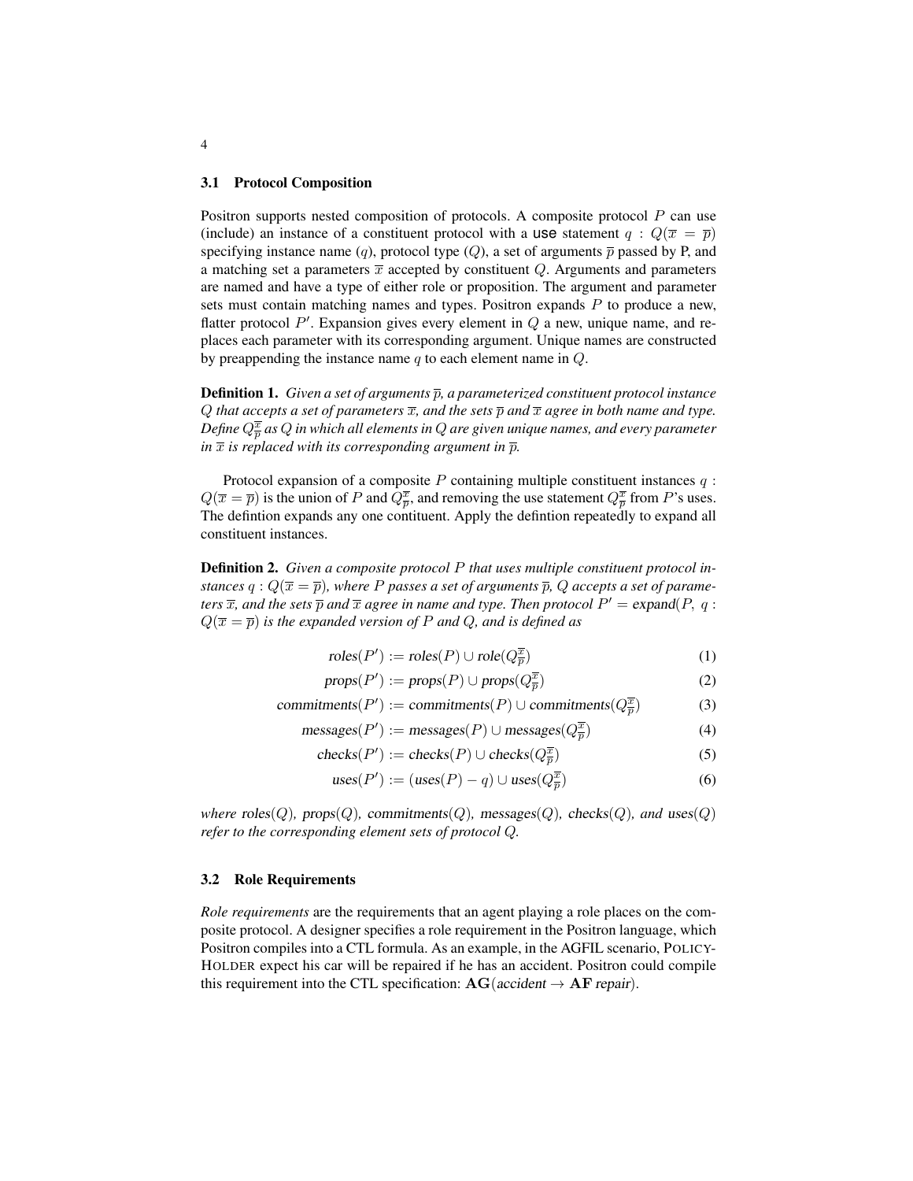### 3.1 Protocol Composition

Positron supports nested composition of protocols. A composite protocol $P$ can use (include) an instance of a constituent protocol with a use statement $q : Q(\overline{x} = \overline{p})$ specifying instance name ($q$), protocol type ($Q$), a set of arguments $\overline{p}$ passed by P, and a matching set a parameters $\overline{x}$ accepted by constituent $Q$. Arguments and parameters are named and have a type of either role or proposition. The argument and parameter sets must contain matching names and types. Positron expands $P$ to produce a new, flatter protocol $P'$. Expansion gives every element in $Q$ a new, unique name, and replaces each parameter with its corresponding argument. Unique names are constructed by preappending the instance name $q$ to each element name in $Q$.

**Definition 1.** *Given a set of arguments $\overline{p}$, a parameterized constituent protocol instance $Q$ that accepts a set of parameters $\overline{x}$, and the sets $\overline{p}$ and $\overline{x}$ agree in both name and type. Define $Q^{\overline{x}}_{\overline{p}}$ as $Q$ in which all elements in $Q$ are given unique names, and every parameter in $\overline{x}$ is replaced with its corresponding argument in $\overline{p}$.*

Protocol expansion of a composite $P$ containing multiple constituent instances $q : Q(\overline{x} = \overline{p})$ is the union of $P$ and $Q^{\overline{x}}_{\overline{p}}$, and removing the use statement $Q^{\overline{x}}_{\overline{p}}$ from $P$'s uses. The defintion expands any one contituent. Apply the defintion repeatedly to expand all constituent instances.

**Definition 2.** *Given a composite protocol $P$ that uses multiple constituent protocol instances $q : Q(\overline{x} = \overline{p})$, where $P$ passes a set of arguments $\overline{p}$, $Q$ accepts a set of parameters $\overline{x}$, and the sets $\overline{p}$ and $\overline{x}$ agree in name and type. Then protocol $P' = \text{expand}(P,\ q : Q(\overline{x} = \overline{p})$ is the expanded version of $P$ and $Q$, and is defined as*

$$\text{roles}(P') := \text{roles}(P) \cup \text{role}(Q^{\overline{x}}_{\overline{p}}) \tag{1}$$

$$\text{props}(P') := \text{props}(P) \cup \text{props}(Q^{\overline{x}}_{\overline{p}}) \tag{2}$$

$$\text{commitments}(P') := \text{commitments}(P) \cup \text{commitments}(Q^{\overline{x}}_{\overline{p}}) \tag{3}$$

$$\text{messages}(P') := \text{messages}(P) \cup \text{messages}(Q^{\overline{x}}_{\overline{p}}) \tag{4}$$

$$\text{checks}(P') := \text{checks}(P) \cup \text{checks}(Q^{\overline{x}}_{\overline{p}}) \tag{5}$$

$$\text{uses}(P') := (\text{uses}(P) - q) \cup \text{uses}(Q^{\overline{x}}_{\overline{p}}) \tag{6}$$

*where* roles($Q$)*,* props($Q$)*,* commitments($Q$)*,* messages($Q$)*,* checks($Q$)*, and* uses($Q$) *refer to the corresponding element sets of protocol $Q$.*

### 3.2 Role Requirements

*Role requirements* are the requirements that an agent playing a role places on the composite protocol. A designer specifies a role requirement in the Positron language, which Positron compiles into a CTL formula. As an example, in the AGFIL scenario, POLICYHOLDER expect his car will be repaired if he has an accident. Positron could compile this requirement into the CTL specification: $\mathbf{AG}(\mathit{accident} \rightarrow \mathbf{AF}\ \mathit{repair})$.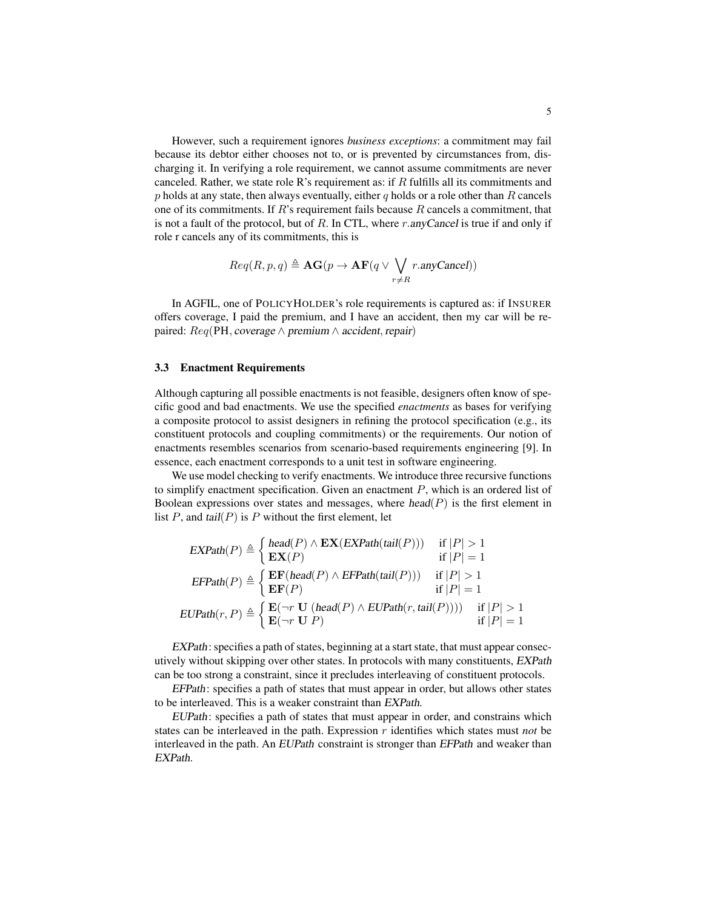However, such a requirement ignores *business exceptions*: a commitment may fail because its debtor either chooses not to, or is prevented by circumstances from, discharging it. In verifying a role requirement, we cannot assume commitments are never canceled. Rather, we state role R's requirement as: if $R$ fulfills all its commitments and $p$ holds at any state, then always eventually, either $q$ holds or a role other than $R$ cancels one of its commitments. If $R$'s requirement fails because $R$ cancels a commitment, that is not a fault of the protocol, but of $R$. In CTL, where $r.\mathit{anyCancel}$ is true if and only if role r cancels any of its commitments, this is

$$Req(R, p, q) \triangleq \mathbf{AG}(p \rightarrow \mathbf{AF}(q \vee \bigvee_{r \neq R} r.\mathit{anyCancel}))$$

In AGFIL, one of POLICYHOLDER's role requirements is captured as: if INSURER offers coverage, I paid the premium, and I have an accident, then my car will be repaired: $Req(\mathrm{PH}, \mathit{coverage} \wedge \mathit{premium} \wedge \mathit{accident}, \mathit{repair})$

### 3.3 Enactment Requirements

Although capturing all possible enactments is not feasible, designers often know of specific good and bad enactments. We use the specified *enactments* as bases for verifying a composite protocol to assist designers in refining the protocol specification (e.g., its constituent protocols and coupling commitments) or the requirements. Our notion of enactments resembles scenarios from scenario-based requirements engineering [9]. In essence, each enactment corresponds to a unit test in software engineering.

We use model checking to verify enactments. We introduce three recursive functions to simplify enactment specification. Given an enactment $P$, which is an ordered list of Boolean expressions over states and messages, where $\mathit{head}(P)$ is the first element in list $P$, and $\mathit{tail}(P)$ is $P$ without the first element, let

$$\mathit{EXPath}(P) \triangleq \begin{cases} \mathit{head}(P) \wedge \mathbf{EX}(\mathit{EXPath}(\mathit{tail}(P))) & \text{if } |P| > 1 \\ \mathbf{EX}(P) & \text{if } |P| = 1 \end{cases}$$

$$\mathit{EFPath}(P) \triangleq \begin{cases} \mathbf{EF}(\mathit{head}(P) \wedge \mathit{EFPath}(\mathit{tail}(P))) & \text{if } |P| > 1 \\ \mathbf{EF}(P) & \text{if } |P| = 1 \end{cases}$$

$$\mathit{EUPath}(r, P) \triangleq \begin{cases} \mathbf{E}(\neg r \ \mathbf{U} \ (\mathit{head}(P) \wedge \mathit{EUPath}(r, \mathit{tail}(P)))) & \text{if } |P| > 1 \\ \mathbf{E}(\neg r \ \mathbf{U} \ P) & \text{if } |P| = 1 \end{cases}$$

*EXPath*: specifies a path of states, beginning at a start state, that must appear consecutively without skipping over other states. In protocols with many constituents, *EXPath* can be too strong a constraint, since it precludes interleaving of constituent protocols.

*EFPath*: specifies a path of states that must appear in order, but allows other states to be interleaved. This is a weaker constraint than *EXPath*.

*EUPath*: specifies a path of states that must appear in order, and constrains which states can be interleaved in the path. Expression $r$ identifies which states must *not* be interleaved in the path. An *EUPath* constraint is stronger than *EFPath* and weaker than *EXPath*.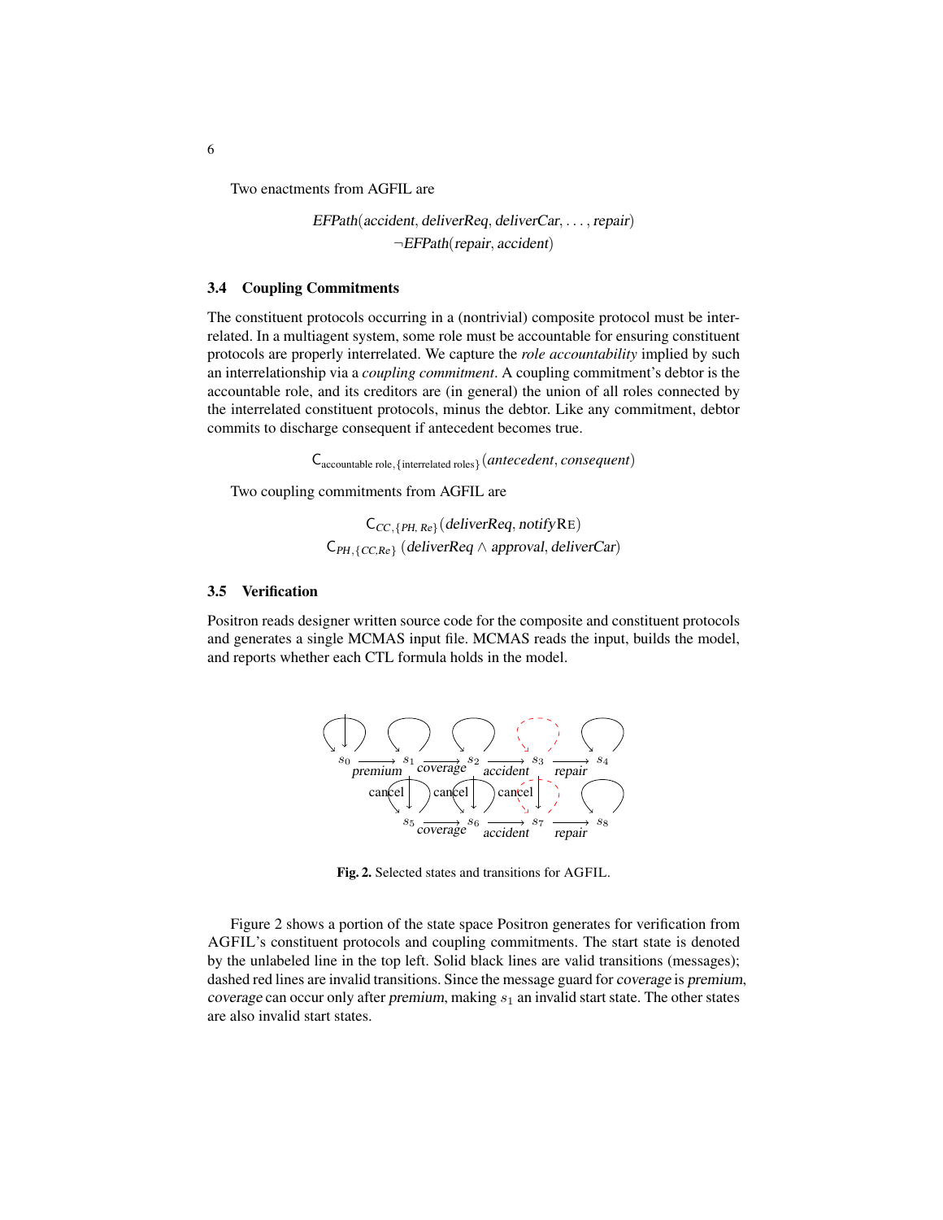Two enactments from AGFIL are

$$EFPath(accident, deliverReq, deliverCar, \ldots, repair)$$
$$\neg EFPath(repair, accident)$$

### 3.4 Coupling Commitments

The constituent protocols occurring in a (nontrivial) composite protocol must be interrelated. In a multiagent system, some role must be accountable for ensuring constituent protocols are properly interrelated. We capture the *role accountability* implied by such an interrelationship via a *coupling commitment*. A coupling commitment's debtor is the accountable role, and its creditors are (in general) the union of all roles connected by the interrelated constituent protocols, minus the debtor. Like any commitment, debtor commits to discharge consequent if antecedent becomes true.

$$\mathsf{C}_{\text{accountable role}, \{\text{interrelated roles}\}}(antecedent, consequent)$$

Two coupling commitments from AGFIL are

$$\mathsf{C}_{CC, \{PH, Re\}}(deliverReq, notify\textsc{Re})$$
$$\mathsf{C}_{PH, \{CC, Re\}}\,(deliverReq \wedge approval, deliverCar)$$

### 3.5 Verification

Positron reads designer written source code for the composite and constituent protocols and generates a single MCMAS input file. MCMAS reads the input, builds the model, and reports whether each CTL formula holds in the model.

**Fig. 2.** Selected states and transitions for AGFIL.

Figure 2 shows a portion of the state space Positron generates for verification from AGFIL's constituent protocols and coupling commitments. The start state is denoted by the unlabeled line in the top left. Solid black lines are valid transitions (messages); dashed red lines are invalid transitions. Since the message guard for *coverage* is *premium*, *coverage* can occur only after *premium*, making $s_1$ an invalid start state. The other states are also invalid start states.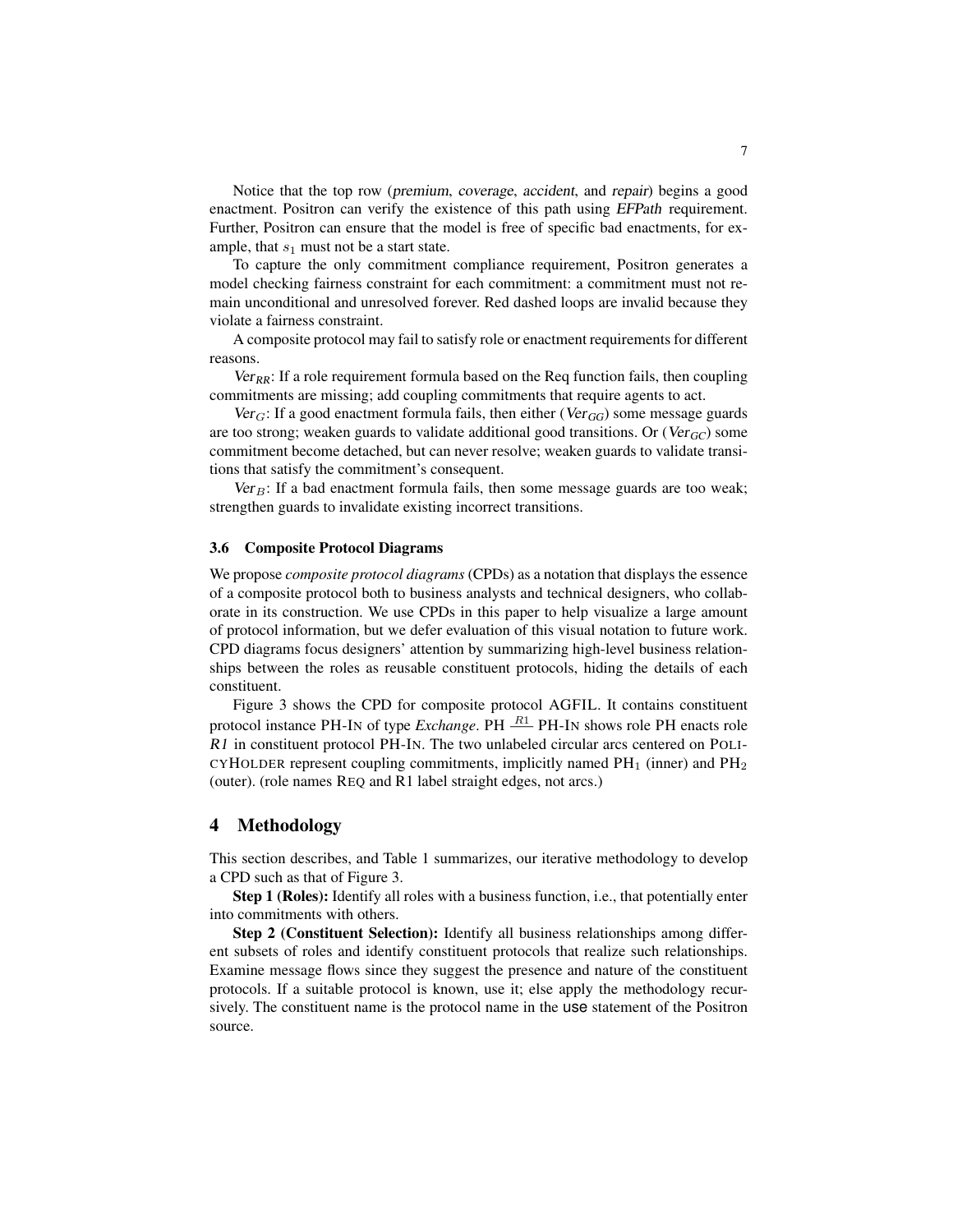Notice that the top row (premium, coverage, accident, and repair) begins a good enactment. Positron can verify the existence of this path using *EFPath* requirement. Further, Positron can ensure that the model is free of specific bad enactments, for example, that $s_1$ must not be a start state.

To capture the only commitment compliance requirement, Positron generates a model checking fairness constraint for each commitment: a commitment must not remain unconditional and unresolved forever. Red dashed loops are invalid because they violate a fairness constraint.

A composite protocol may fail to satisfy role or enactment requirements for different reasons.

$\mathit{Ver}_{RR}$: If a role requirement formula based on the Req function fails, then coupling commitments are missing; add coupling commitments that require agents to act.

$\mathit{Ver}_G$: If a good enactment formula fails, then either ($\mathit{Ver}_{GG}$) some message guards are too strong; weaken guards to validate additional good transitions. Or ($\mathit{Ver}_{GC}$) some commitment become detached, but can never resolve; weaken guards to validate transitions that satisfy the commitment's consequent.

$\mathit{Ver}_B$: If a bad enactment formula fails, then some message guards are too weak; strengthen guards to invalidate existing incorrect transitions.

### 3.6 Composite Protocol Diagrams

We propose *composite protocol diagrams* (CPDs) as a notation that displays the essence of a composite protocol both to business analysts and technical designers, who collaborate in its construction. We use CPDs in this paper to help visualize a large amount of protocol information, but we defer evaluation of this visual notation to future work. CPD diagrams focus designers' attention by summarizing high-level business relationships between the roles as reusable constituent protocols, hiding the details of each constituent.

Figure 3 shows the CPD for composite protocol AGFIL. It contains constituent protocol instance PH-IN of type *Exchange*. PH $\xrightarrow{R1}$ PH-IN shows role PH enacts role *R1* in constituent protocol PH-IN. The two unlabeled circular arcs centered on POLICYHOLDER represent coupling commitments, implicitly named $\mathrm{PH}_1$ (inner) and $\mathrm{PH}_2$ (outer). (role names REQ and R1 label straight edges, not arcs.)

## 4 Methodology

This section describes, and Table 1 summarizes, our iterative methodology to develop a CPD such as that of Figure 3.

**Step 1 (Roles):** Identify all roles with a business function, i.e., that potentially enter into commitments with others.

**Step 2 (Constituent Selection):** Identify all business relationships among different subsets of roles and identify constituent protocols that realize such relationships. Examine message flows since they suggest the presence and nature of the constituent protocols. If a suitable protocol is known, use it; else apply the methodology recursively. The constituent name is the protocol name in the use statement of the Positron source.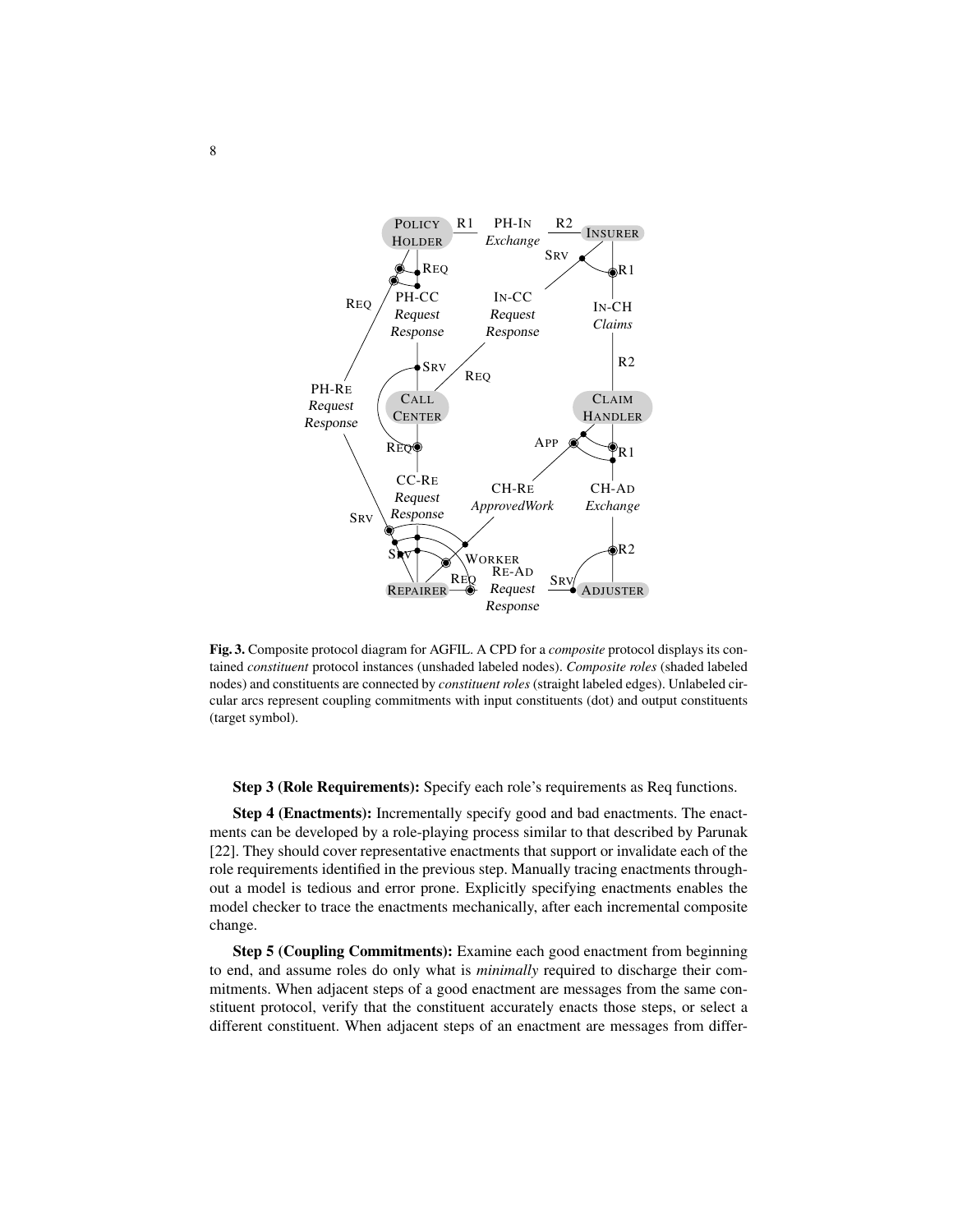**Fig. 3.** Composite protocol diagram for AGFIL. A CPD for a *composite* protocol displays its contained *constituent* protocol instances (unshaded labeled nodes). *Composite roles* (shaded labeled nodes) and constituents are connected by *constituent roles* (straight labeled edges). Unlabeled circular arcs represent coupling commitments with input constituents (dot) and output constituents (target symbol).

**Step 3 (Role Requirements):** Specify each role's requirements as Req functions.

**Step 4 (Enactments):** Incrementally specify good and bad enactments. The enactments can be developed by a role-playing process similar to that described by Parunak [22]. They should cover representative enactments that support or invalidate each of the role requirements identified in the previous step. Manually tracing enactments throughout a model is tedious and error prone. Explicitly specifying enactments enables the model checker to trace the enactments mechanically, after each incremental composite change.

**Step 5 (Coupling Commitments):** Examine each good enactment from beginning to end, and assume roles do only what is *minimally* required to discharge their commitments. When adjacent steps of a good enactment are messages from the same constituent protocol, verify that the constituent accurately enacts those steps, or select a different constituent. When adjacent steps of an enactment are messages from differ-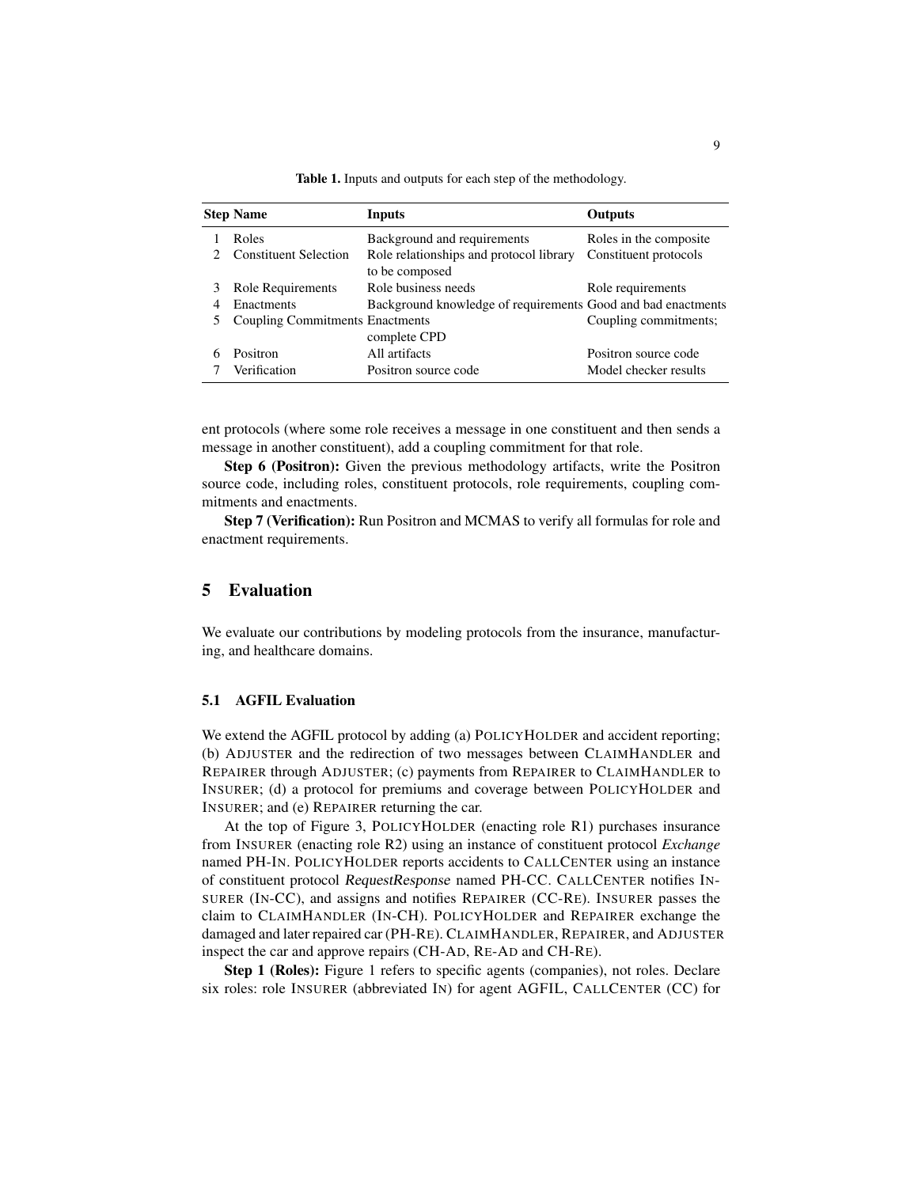Table 1. Inputs and outputs for each step of the methodology.

| Step | Name | Inputs | Outputs |
|---|---|---|---|
| 1 | Roles | Background and requirements | Roles in the composite |
| 2 | Constituent Selection | Role relationships and protocol library to be composed | Constituent protocols |
| 3 | Role Requirements | Role business needs | Role requirements |
| 4 | Enactments | Background knowledge of requirements | Good and bad enactments |
| 5 | Coupling Commitments | Enactments | Coupling commitments; complete CPD |
| 6 | Positron | All artifacts | Positron source code |
| 7 | Verification | Positron source code | Model checker results |

ent protocols (where some role receives a message in one constituent and then sends a message in another constituent), add a coupling commitment for that role.

**Step 6 (Positron):** Given the previous methodology artifacts, write the Positron source code, including roles, constituent protocols, role requirements, coupling commitments and enactments.

**Step 7 (Verification):** Run Positron and MCMAS to verify all formulas for role and enactment requirements.

## 5 Evaluation

We evaluate our contributions by modeling protocols from the insurance, manufacturing, and healthcare domains.

### 5.1 AGFIL Evaluation

We extend the AGFIL protocol by adding (a) POLICYHOLDER and accident reporting; (b) ADJUSTER and the redirection of two messages between CLAIMHANDLER and REPAIRER through ADJUSTER; (c) payments from REPAIRER to CLAIMHANDLER to INSURER; (d) a protocol for premiums and coverage between POLICYHOLDER and INSURER; and (e) REPAIRER returning the car.

At the top of Figure 3, POLICYHOLDER (enacting role R1) purchases insurance from INSURER (enacting role R2) using an instance of constituent protocol *Exchange* named PH-IN. POLICYHOLDER reports accidents to CALLCENTER using an instance of constituent protocol *RequestResponse* named PH-CC. CALLCENTER notifies INSURER (IN-CC), and assigns and notifies REPAIRER (CC-RE). INSURER passes the claim to CLAIMHANDLER (IN-CH). POLICYHOLDER and REPAIRER exchange the damaged and later repaired car (PH-RE). CLAIMHANDLER, REPAIRER, and ADJUSTER inspect the car and approve repairs (CH-AD, RE-AD and CH-RE).

**Step 1 (Roles):** Figure 1 refers to specific agents (companies), not roles. Declare six roles: role INSURER (abbreviated IN) for agent AGFIL, CALLCENTER (CC) for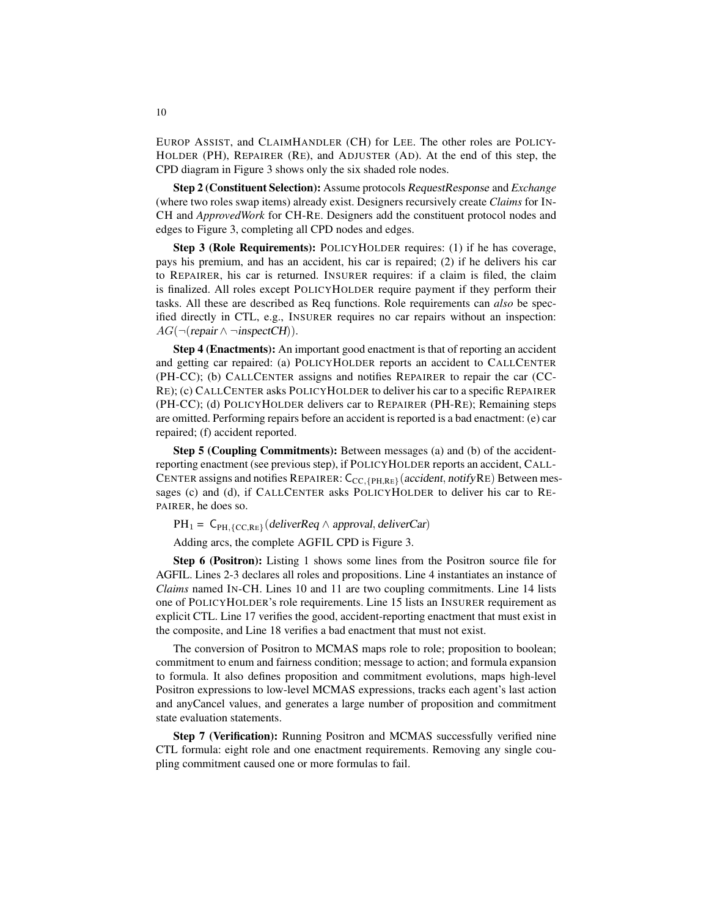EUROP ASSIST, and CLAIMHANDLER (CH) for LEE. The other roles are POLICYHOLDER (PH), REPAIRER (RE), and ADJUSTER (AD). At the end of this step, the CPD diagram in Figure 3 shows only the six shaded role nodes.

**Step 2 (Constituent Selection):** Assume protocols *RequestResponse* and *Exchange* (where two roles swap items) already exist. Designers recursively create *Claims* for IN-CH and *ApprovedWork* for CH-RE. Designers add the constituent protocol nodes and edges to Figure 3, completing all CPD nodes and edges.

**Step 3 (Role Requirements):** POLICYHOLDER requires: (1) if he has coverage, pays his premium, and has an accident, his car is repaired; (2) if he delivers his car to REPAIRER, his car is returned. INSURER requires: if a claim is filed, the claim is finalized. All roles except POLICYHOLDER require payment if they perform their tasks. All these are described as Req functions. Role requirements can *also* be specified directly in CTL, e.g., INSURER requires no car repairs without an inspection: $AG(\neg(\mathit{repair} \wedge \neg \mathit{inspectCH}))$.

**Step 4 (Enactments):** An important good enactment is that of reporting an accident and getting car repaired: (a) POLICYHOLDER reports an accident to CALLCENTER (PH-CC); (b) CALLCENTER assigns and notifies REPAIRER to repair the car (CC-RE); (c) CALLCENTER asks POLICYHOLDER to deliver his car to a specific REPAIRER (PH-CC); (d) POLICYHOLDER delivers car to REPAIRER (PH-RE); Remaining steps are omitted. Performing repairs before an accident is reported is a bad enactment: (e) car repaired; (f) accident reported.

**Step 5 (Coupling Commitments):** Between messages (a) and (b) of the accident-reporting enactment (see previous step), if POLICYHOLDER reports an accident, CALLCENTER assigns and notifies REPAIRER: $\mathsf{C}_{\mathrm{CC},\{\mathrm{PH},\mathrm{RE}\}}(\mathit{accident}, \mathit{notify}\mathrm{RE})$ Between messages (c) and (d), if CALLCENTER asks POLICYHOLDER to deliver his car to REPAIRER, he does so.

$\mathrm{PH}_1 = \mathsf{C}_{\mathrm{PH},\{\mathrm{CC},\mathrm{RE}\}}(\mathit{deliverReq} \wedge \mathit{approval}, \mathit{deliverCar})$

Adding arcs, the complete AGFIL CPD is Figure 3.

**Step 6 (Positron):** Listing 1 shows some lines from the Positron source file for AGFIL. Lines 2-3 declares all roles and propositions. Line 4 instantiates an instance of *Claims* named IN-CH. Lines 10 and 11 are two coupling commitments. Line 14 lists one of POLICYHOLDER's role requirements. Line 15 lists an INSURER requirement as explicit CTL. Line 17 verifies the good, accident-reporting enactment that must exist in the composite, and Line 18 verifies a bad enactment that must not exist.

The conversion of Positron to MCMAS maps role to role; proposition to boolean; commitment to enum and fairness condition; message to action; and formula expansion to formula. It also defines proposition and commitment evolutions, maps high-level Positron expressions to low-level MCMAS expressions, tracks each agent's last action and anyCancel values, and generates a large number of proposition and commitment state evaluation statements.

**Step 7 (Verification):** Running Positron and MCMAS successfully verified nine CTL formula: eight role and one enactment requirements. Removing any single coupling commitment caused one or more formulas to fail.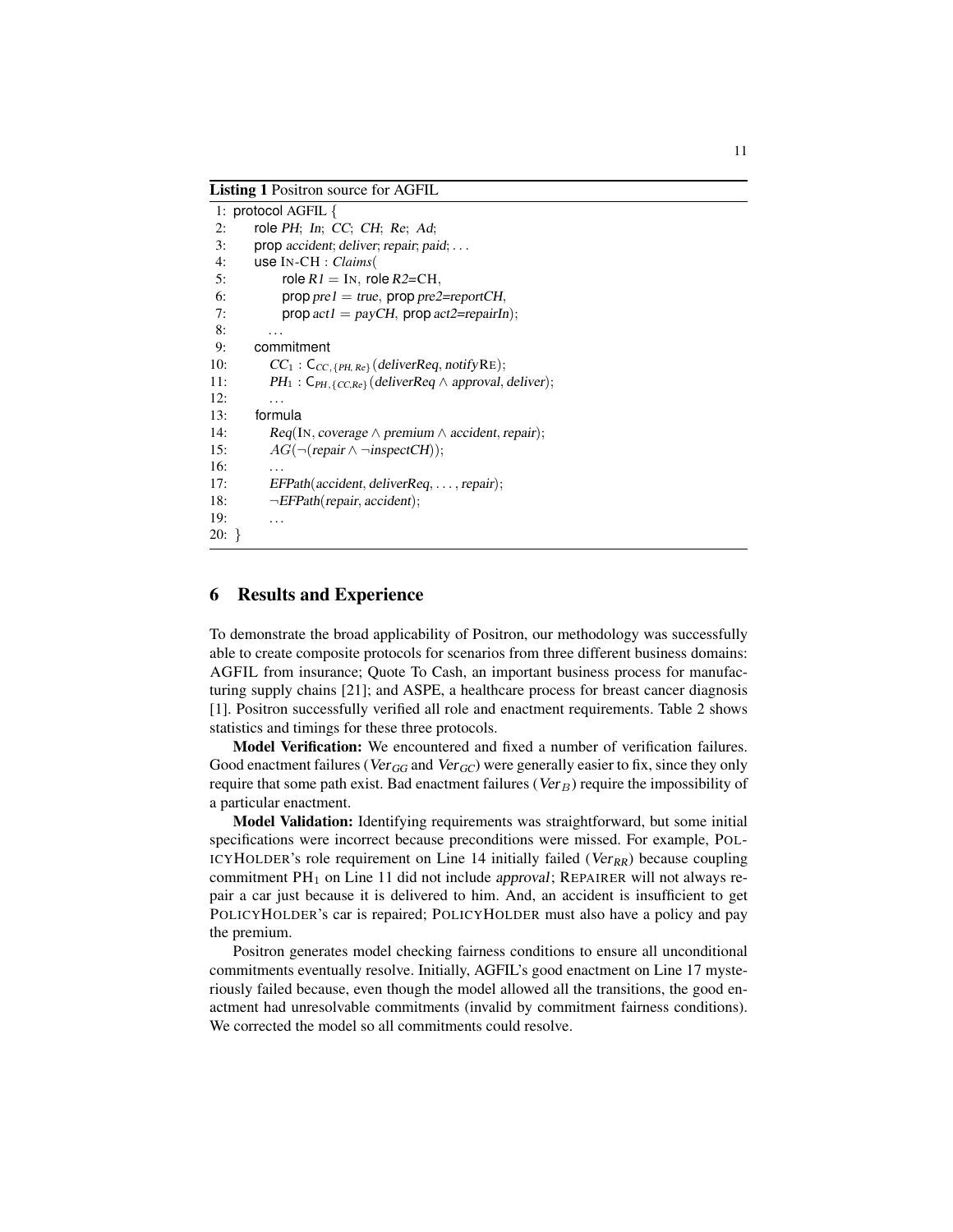**Listing 1** Positron source for AGFIL

```
1:  protocol AGFIL {
2:      role PH; In; CC; CH; Re; Ad;
3:      prop accident; deliver; repair; paid; ...
4:      use IN-CH : Claims(
5:          role R1 = IN, role R2=CH,
6:          prop pre1 = true, prop pre2=reportCH,
7:          prop act1 = payCH, prop act2=repairIn);
8:          ...
9:      commitment
10:         CC_1 : C_{CC,{PH,Re}}(deliverReq, notifyRE);
11:         PH_1 : C_{PH,{CC,Re}}(deliverReq ∧ approval, deliver);
12:         ...
13:     formula
14:         Req(IN, coverage ∧ premium ∧ accident, repair);
15:         AG(¬(repair ∧ ¬inspectCH));
16:         ...
17:         EFPath(accident, deliverReq, ..., repair);
18:         ¬EFPath(repair, accident);
19:         ...
20: }
```

## 6 Results and Experience

To demonstrate the broad applicability of Positron, our methodology was successfully able to create composite protocols for scenarios from three different business domains: AGFIL from insurance; Quote To Cash, an important business process for manufacturing supply chains [21]; and ASPE, a healthcare process for breast cancer diagnosis [1]. Positron successfully verified all role and enactment requirements. Table 2 shows statistics and timings for these three protocols.

**Model Verification:** We encountered and fixed a number of verification failures. Good enactment failures ($Ver_{GG}$ and $Ver_{GC}$) were generally easier to fix, since they only require that some path exist. Bad enactment failures ($Ver_{B}$) require the impossibility of a particular enactment.

**Model Validation:** Identifying requirements was straightforward, but some initial specifications were incorrect because preconditions were missed. For example, POLICYHOLDER's role requirement on Line 14 initially failed ($Ver_{RR}$) because coupling commitment $\mathrm{PH}_1$ on Line 11 did not include *approval*; REPAIRER will not always repair a car just because it is delivered to him. And, an accident is insufficient to get POLICYHOLDER's car is repaired; POLICYHOLDER must also have a policy and pay the premium.

Positron generates model checking fairness conditions to ensure all unconditional commitments eventually resolve. Initially, AGFIL's good enactment on Line 17 mysteriously failed because, even though the model allowed all the transitions, the good enactment had unresolvable commitments (invalid by commitment fairness conditions). We corrected the model so all commitments could resolve.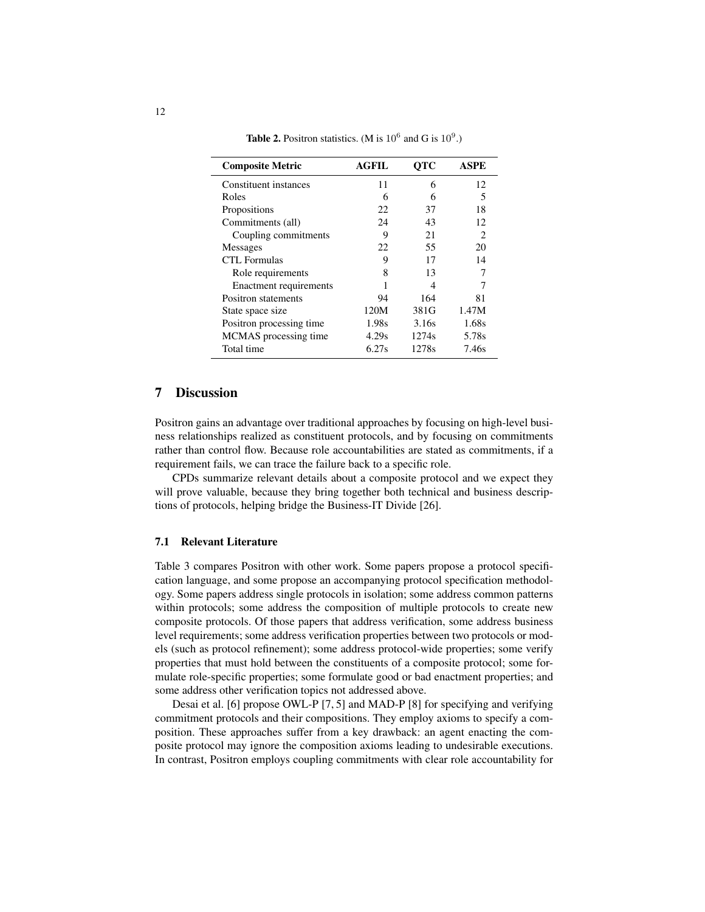**Table 2.** Positron statistics. (M is $10^6$ and G is $10^9$.)

| Composite Metric | AGFIL | QTC | ASPE |
|---|---|---|---|
| Constituent instances | 11 | 6 | 12 |
| Roles | 6 | 6 | 5 |
| Propositions | 22 | 37 | 18 |
| Commitments (all) | 24 | 43 | 12 |
| Coupling commitments | 9 | 21 | 2 |
| Messages | 22 | 55 | 20 |
| CTL Formulas | 9 | 17 | 14 |
| Role requirements | 8 | 13 | 7 |
| Enactment requirements | 1 | 4 | 7 |
| Positron statements | 94 | 164 | 81 |
| State space size | 120M | 381G | 1.47M |
| Positron processing time | 1.98s | 3.16s | 1.68s |
| MCMAS processing time | 4.29s | 1274s | 5.78s |
| Total time | 6.27s | 1278s | 7.46s |

## 7 Discussion

Positron gains an advantage over traditional approaches by focusing on high-level business relationships realized as constituent protocols, and by focusing on commitments rather than control flow. Because role accountabilities are stated as commitments, if a requirement fails, we can trace the failure back to a specific role.

CPDs summarize relevant details about a composite protocol and we expect they will prove valuable, because they bring together both technical and business descriptions of protocols, helping bridge the Business-IT Divide [26].

### 7.1 Relevant Literature

Table 3 compares Positron with other work. Some papers propose a protocol specification language, and some propose an accompanying protocol specification methodology. Some papers address single protocols in isolation; some address common patterns within protocols; some address the composition of multiple protocols to create new composite protocols. Of those papers that address verification, some address business level requirements; some address verification properties between two protocols or models (such as protocol refinement); some address protocol-wide properties; some verify properties that must hold between the constituents of a composite protocol; some formulate role-specific properties; some formulate good or bad enactment properties; and some address other verification topics not addressed above.

Desai et al. [6] propose OWL-P [7, 5] and MAD-P [8] for specifying and verifying commitment protocols and their compositions. They employ axioms to specify a composition. These approaches suffer from a key drawback: an agent enacting the composite protocol may ignore the composition axioms leading to undesirable executions. In contrast, Positron employs coupling commitments with clear role accountability for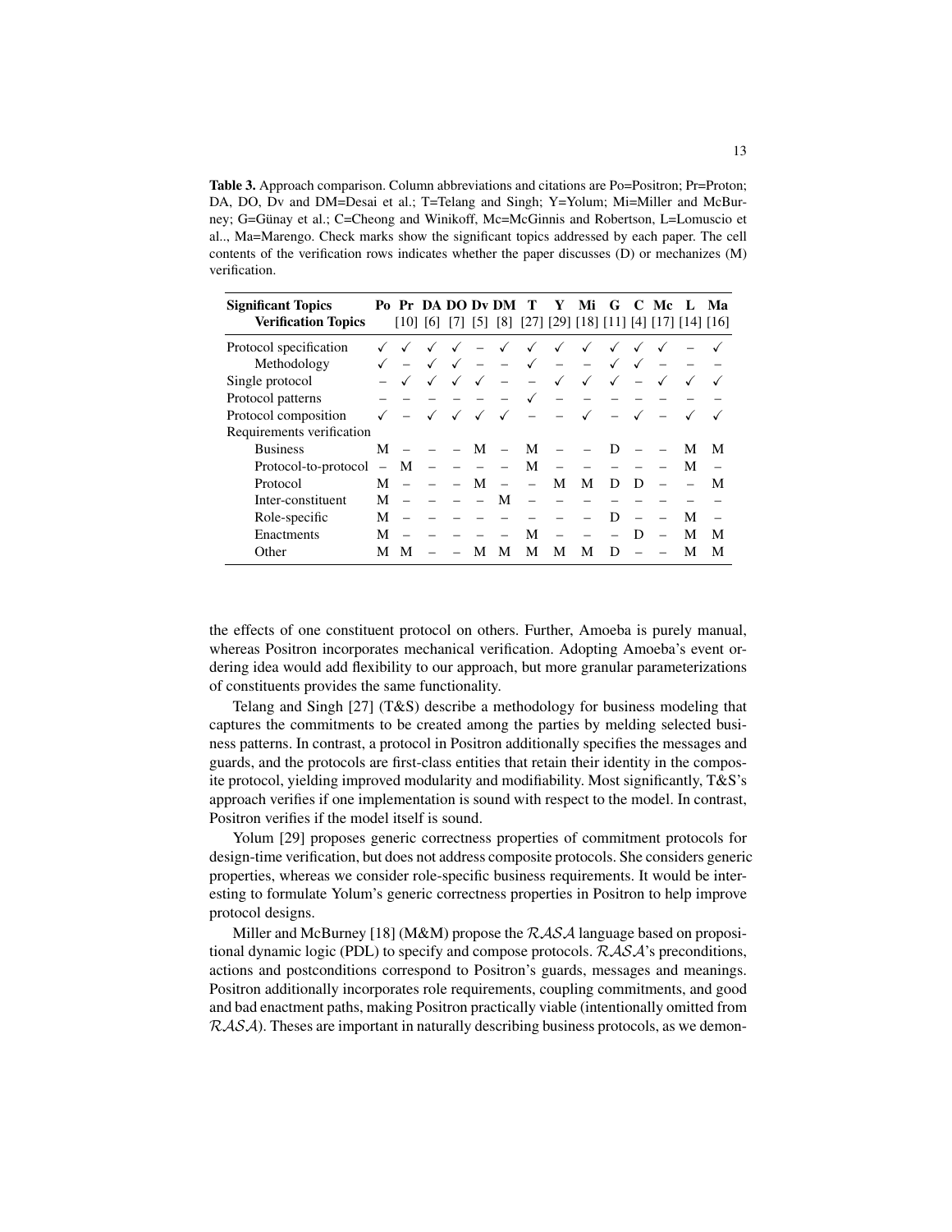**Table 3.** Approach comparison. Column abbreviations and citations are Po=Positron; Pr=Proton; DA, DO, Dv and DM=Desai et al.; T=Telang and Singh; Y=Yolum; Mi=Miller and McBurney; G=Günay et al.; C=Cheong and Winikoff, Mc=McGinnis and Robertson, L=Lomuscio et al.., Ma=Marengo. Check marks show the significant topics addressed by each paper. The cell contents of the verification rows indicates whether the paper discusses (D) or mechanizes (M) verification.

| **Significant Topics** / **Verification Topics** | Po | Pr [10] | DA [6] | DO [7] | Dv [5] | DM [8] | T [27] | Y [29] | Mi [18] | G [11] | C [4] | Mc [17] | L [14] | Ma [16] |
|---|---|---|---|---|---|---|---|---|---|---|---|---|---|---|
| Protocol specification | ✓ | ✓ | ✓ | ✓ | – | ✓ | ✓ | ✓ | ✓ | ✓ | ✓ | ✓ | – | ✓ |
| Methodology | ✓ | – | ✓ | ✓ | – | – | ✓ | – | – | ✓ | ✓ | – | – | – |
| Single protocol | – | ✓ | ✓ | ✓ | ✓ | – | – | ✓ | ✓ | ✓ | – | ✓ | ✓ | ✓ |
| Protocol patterns | – | – | – | – | – | – | ✓ | – | – | – | – | – | – | – |
| Protocol composition | ✓ | – | ✓ | ✓ | ✓ | ✓ | – | – | ✓ | – | ✓ | – | ✓ | ✓ |
| Requirements verification | | | | | | | | | | | | | | |
| Business | M | – | – | – | M | – | M | – | – | D | – | – | M | M |
| Protocol-to-protocol | – | M | – | – | – | – | M | – | – | – | – | – | M | – |
| Protocol | M | – | – | – | M | – | – | M | M | D | D | – | – | M |
| Inter-constituent | M | – | – | – | – | M | – | – | – | – | – | – | – | – |
| Role-specific | M | – | – | – | – | – | – | – | – | D | – | – | M | – |
| Enactments | M | – | – | – | – | – | M | – | – | – | D | – | M | M |
| Other | M | M | – | – | M | M | M | M | M | D | – | – | M | M |

the effects of one constituent protocol on others. Further, Amoeba is purely manual, whereas Positron incorporates mechanical verification. Adopting Amoeba's event ordering idea would add flexibility to our approach, but more granular parameterizations of constituents provides the same functionality.

Telang and Singh [27] (T&S) describe a methodology for business modeling that captures the commitments to be created among the parties by melding selected business patterns. In contrast, a protocol in Positron additionally specifies the messages and guards, and the protocols are first-class entities that retain their identity in the composite protocol, yielding improved modularity and modifiability. Most significantly, T&S's approach verifies if one implementation is sound with respect to the model. In contrast, Positron verifies if the model itself is sound.

Yolum [29] proposes generic correctness properties of commitment protocols for design-time verification, but does not address composite protocols. She considers generic properties, whereas we consider role-specific business requirements. It would be interesting to formulate Yolum's generic correctness properties in Positron to help improve protocol designs.

Miller and McBurney [18] (M&M) propose the $\mathcal{RASA}$ language based on propositional dynamic logic (PDL) to specify and compose protocols. $\mathcal{RASA}$'s preconditions, actions and postconditions correspond to Positron's guards, messages and meanings. Positron additionally incorporates role requirements, coupling commitments, and good and bad enactment paths, making Positron practically viable (intentionally omitted from $\mathcal{RASA}$). Theses are important in naturally describing business protocols, as we demon-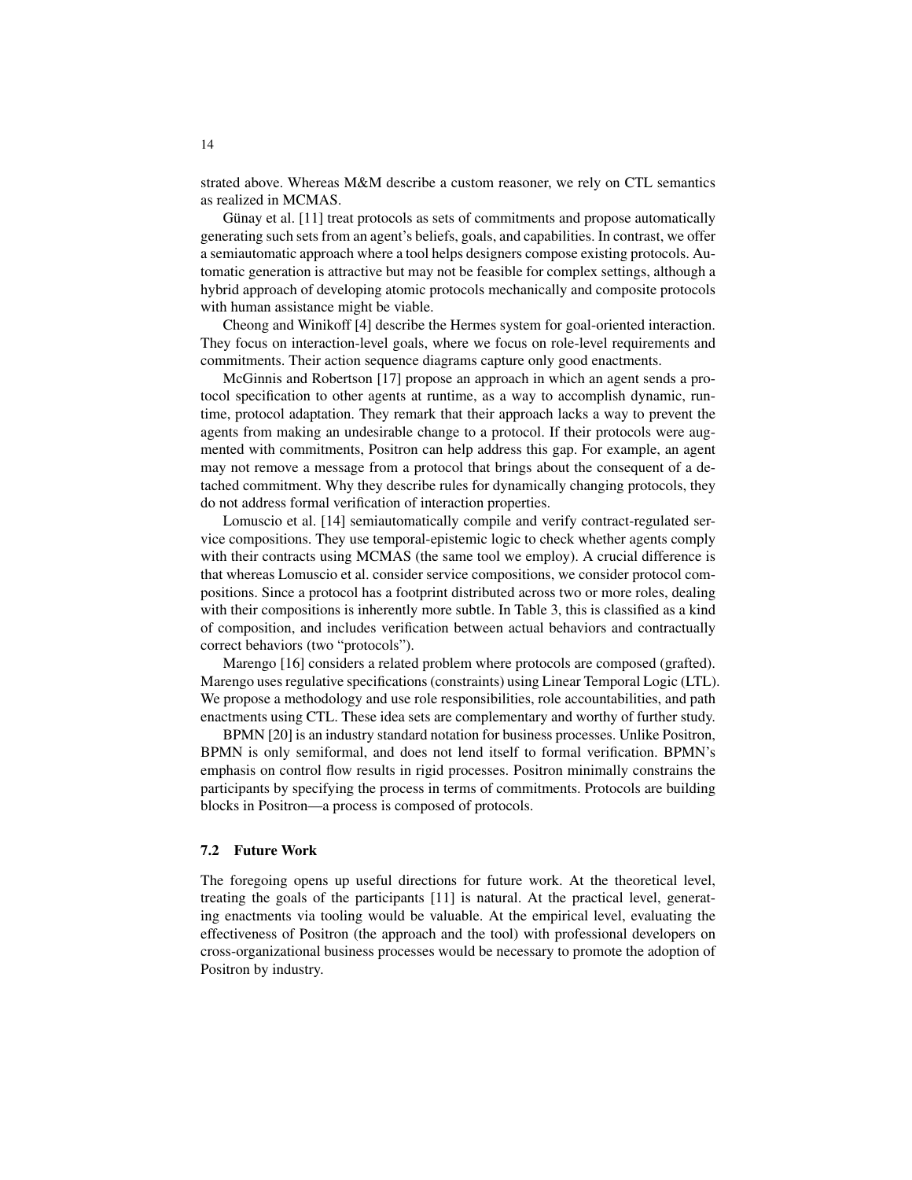strated above. Whereas M&M describe a custom reasoner, we rely on CTL semantics as realized in MCMAS.

Günay et al. [11] treat protocols as sets of commitments and propose automatically generating such sets from an agent's beliefs, goals, and capabilities. In contrast, we offer a semiautomatic approach where a tool helps designers compose existing protocols. Automatic generation is attractive but may not be feasible for complex settings, although a hybrid approach of developing atomic protocols mechanically and composite protocols with human assistance might be viable.

Cheong and Winikoff [4] describe the Hermes system for goal-oriented interaction. They focus on interaction-level goals, where we focus on role-level requirements and commitments. Their action sequence diagrams capture only good enactments.

McGinnis and Robertson [17] propose an approach in which an agent sends a protocol specification to other agents at runtime, as a way to accomplish dynamic, runtime, protocol adaptation. They remark that their approach lacks a way to prevent the agents from making an undesirable change to a protocol. If their protocols were augmented with commitments, Positron can help address this gap. For example, an agent may not remove a message from a protocol that brings about the consequent of a detached commitment. Why they describe rules for dynamically changing protocols, they do not address formal verification of interaction properties.

Lomuscio et al. [14] semiautomatically compile and verify contract-regulated service compositions. They use temporal-epistemic logic to check whether agents comply with their contracts using MCMAS (the same tool we employ). A crucial difference is that whereas Lomuscio et al. consider service compositions, we consider protocol compositions. Since a protocol has a footprint distributed across two or more roles, dealing with their compositions is inherently more subtle. In Table 3, this is classified as a kind of composition, and includes verification between actual behaviors and contractually correct behaviors (two "protocols").

Marengo [16] considers a related problem where protocols are composed (grafted). Marengo uses regulative specifications (constraints) using Linear Temporal Logic (LTL). We propose a methodology and use role responsibilities, role accountabilities, and path enactments using CTL. These idea sets are complementary and worthy of further study.

BPMN [20] is an industry standard notation for business processes. Unlike Positron, BPMN is only semiformal, and does not lend itself to formal verification. BPMN's emphasis on control flow results in rigid processes. Positron minimally constrains the participants by specifying the process in terms of commitments. Protocols are building blocks in Positron—a process is composed of protocols.

### 7.2 Future Work

The foregoing opens up useful directions for future work. At the theoretical level, treating the goals of the participants [11] is natural. At the practical level, generating enactments via tooling would be valuable. At the empirical level, evaluating the effectiveness of Positron (the approach and the tool) with professional developers on cross-organizational business processes would be necessary to promote the adoption of Positron by industry.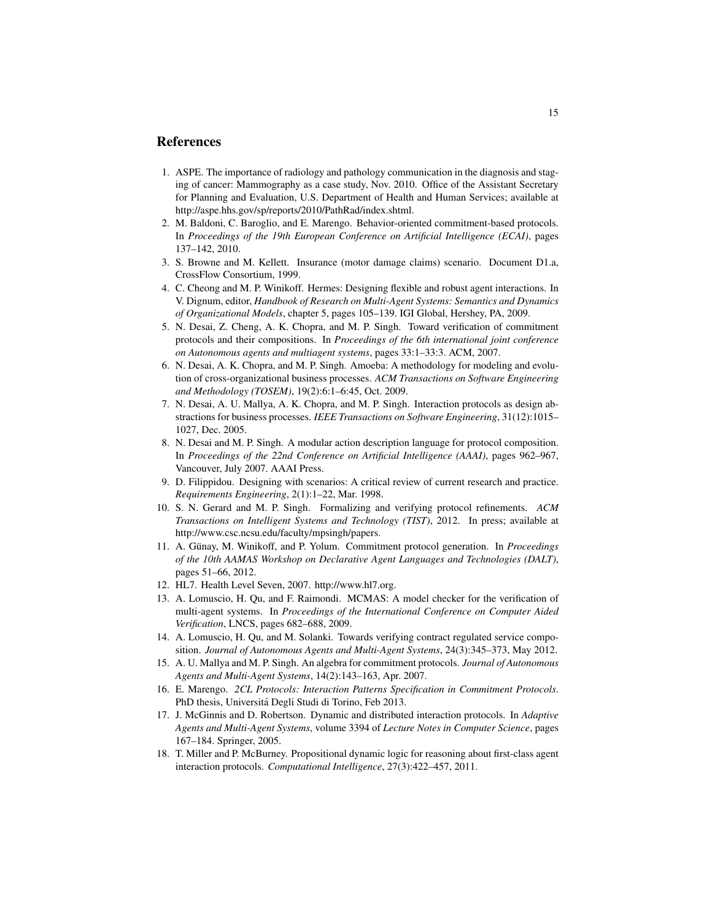## References

1. ASPE. The importance of radiology and pathology communication in the diagnosis and staging of cancer: Mammography as a case study, Nov. 2010. Office of the Assistant Secretary for Planning and Evaluation, U.S. Department of Health and Human Services; available at http://aspe.hhs.gov/sp/reports/2010/PathRad/index.shtml.
2. M. Baldoni, C. Baroglio, and E. Marengo. Behavior-oriented commitment-based protocols. In *Proceedings of the 19th European Conference on Artificial Intelligence (ECAI)*, pages 137–142, 2010.
3. S. Browne and M. Kellett. Insurance (motor damage claims) scenario. Document D1.a, CrossFlow Consortium, 1999.
4. C. Cheong and M. P. Winikoff. Hermes: Designing flexible and robust agent interactions. In V. Dignum, editor, *Handbook of Research on Multi-Agent Systems: Semantics and Dynamics of Organizational Models*, chapter 5, pages 105–139. IGI Global, Hershey, PA, 2009.
5. N. Desai, Z. Cheng, A. K. Chopra, and M. P. Singh. Toward verification of commitment protocols and their compositions. In *Proceedings of the 6th international joint conference on Autonomous agents and multiagent systems*, pages 33:1–33:3. ACM, 2007.
6. N. Desai, A. K. Chopra, and M. P. Singh. Amoeba: A methodology for modeling and evolution of cross-organizational business processes. *ACM Transactions on Software Engineering and Methodology (TOSEM)*, 19(2):6:1–6:45, Oct. 2009.
7. N. Desai, A. U. Mallya, A. K. Chopra, and M. P. Singh. Interaction protocols as design abstractions for business processes. *IEEE Transactions on Software Engineering*, 31(12):1015–1027, Dec. 2005.
8. N. Desai and M. P. Singh. A modular action description language for protocol composition. In *Proceedings of the 22nd Conference on Artificial Intelligence (AAAI)*, pages 962–967, Vancouver, July 2007. AAAI Press.
9. D. Filippidou. Designing with scenarios: A critical review of current research and practice. *Requirements Engineering*, 2(1):1–22, Mar. 1998.
10. S. N. Gerard and M. P. Singh. Formalizing and verifying protocol refinements. *ACM Transactions on Intelligent Systems and Technology (TIST)*, 2012. In press; available at http://www.csc.ncsu.edu/faculty/mpsingh/papers.
11. A. Günay, M. Winikoff, and P. Yolum. Commitment protocol generation. In *Proceedings of the 10th AAMAS Workshop on Declarative Agent Languages and Technologies (DALT)*, pages 51–66, 2012.
12. HL7. Health Level Seven, 2007. http://www.hl7.org.
13. A. Lomuscio, H. Qu, and F. Raimondi. MCMAS: A model checker for the verification of multi-agent systems. In *Proceedings of the International Conference on Computer Aided Verification*, LNCS, pages 682–688, 2009.
14. A. Lomuscio, H. Qu, and M. Solanki. Towards verifying contract regulated service composition. *Journal of Autonomous Agents and Multi-Agent Systems*, 24(3):345–373, May 2012.
15. A. U. Mallya and M. P. Singh. An algebra for commitment protocols. *Journal of Autonomous Agents and Multi-Agent Systems*, 14(2):143–163, Apr. 2007.
16. E. Marengo. *2CL Protocols: Interaction Patterns Specification in Commitment Protocols*. PhD thesis, Universitá Degli Studi di Torino, Feb 2013.
17. J. McGinnis and D. Robertson. Dynamic and distributed interaction protocols. In *Adaptive Agents and Multi-Agent Systems*, volume 3394 of *Lecture Notes in Computer Science*, pages 167–184. Springer, 2005.
18. T. Miller and P. McBurney. Propositional dynamic logic for reasoning about first-class agent interaction protocols. *Computational Intelligence*, 27(3):422–457, 2011.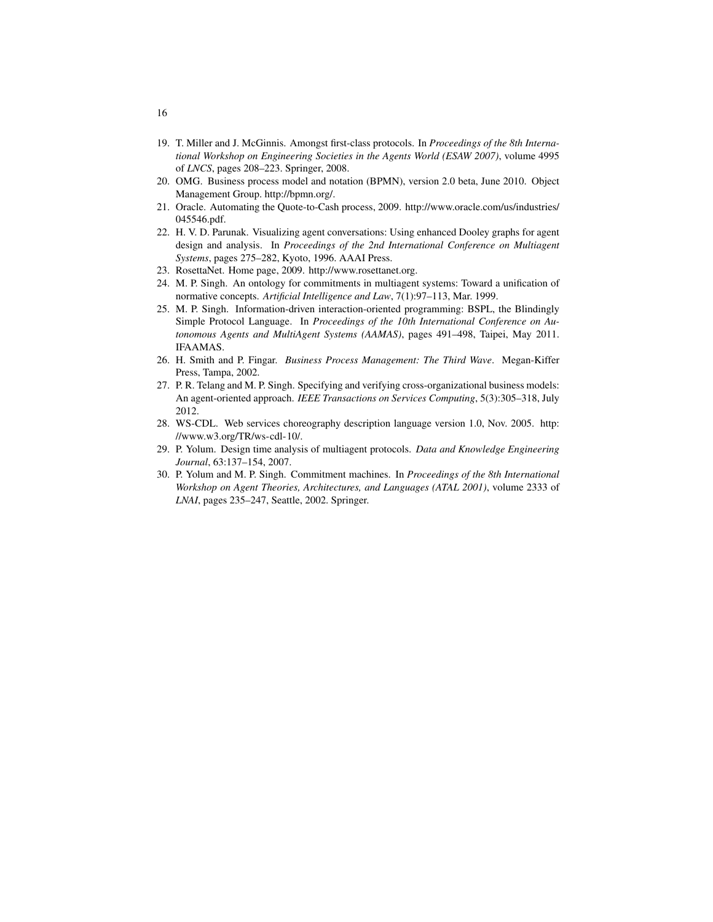19. T. Miller and J. McGinnis. Amongst first-class protocols. In *Proceedings of the 8th International Workshop on Engineering Societies in the Agents World (ESAW 2007)*, volume 4995 of *LNCS*, pages 208–223. Springer, 2008.
20. OMG. Business process model and notation (BPMN), version 2.0 beta, June 2010. Object Management Group. http://bpmn.org/.
21. Oracle. Automating the Quote-to-Cash process, 2009. http://www.oracle.com/us/industries/045546.pdf.
22. H. V. D. Parunak. Visualizing agent conversations: Using enhanced Dooley graphs for agent design and analysis. In *Proceedings of the 2nd International Conference on Multiagent Systems*, pages 275–282, Kyoto, 1996. AAAI Press.
23. RosettaNet. Home page, 2009. http://www.rosettanet.org.
24. M. P. Singh. An ontology for commitments in multiagent systems: Toward a unification of normative concepts. *Artificial Intelligence and Law*, 7(1):97–113, Mar. 1999.
25. M. P. Singh. Information-driven interaction-oriented programming: BSPL, the Blindingly Simple Protocol Language. In *Proceedings of the 10th International Conference on Autonomous Agents and MultiAgent Systems (AAMAS)*, pages 491–498, Taipei, May 2011. IFAAMAS.
26. H. Smith and P. Fingar. *Business Process Management: The Third Wave*. Megan-Kiffer Press, Tampa, 2002.
27. P. R. Telang and M. P. Singh. Specifying and verifying cross-organizational business models: An agent-oriented approach. *IEEE Transactions on Services Computing*, 5(3):305–318, July 2012.
28. WS-CDL. Web services choreography description language version 1.0, Nov. 2005. http://www.w3.org/TR/ws-cdl-10/.
29. P. Yolum. Design time analysis of multiagent protocols. *Data and Knowledge Engineering Journal*, 63:137–154, 2007.
30. P. Yolum and M. P. Singh. Commitment machines. In *Proceedings of the 8th International Workshop on Agent Theories, Architectures, and Languages (ATAL 2001)*, volume 2333 of *LNAI*, pages 235–247, Seattle, 2002. Springer.